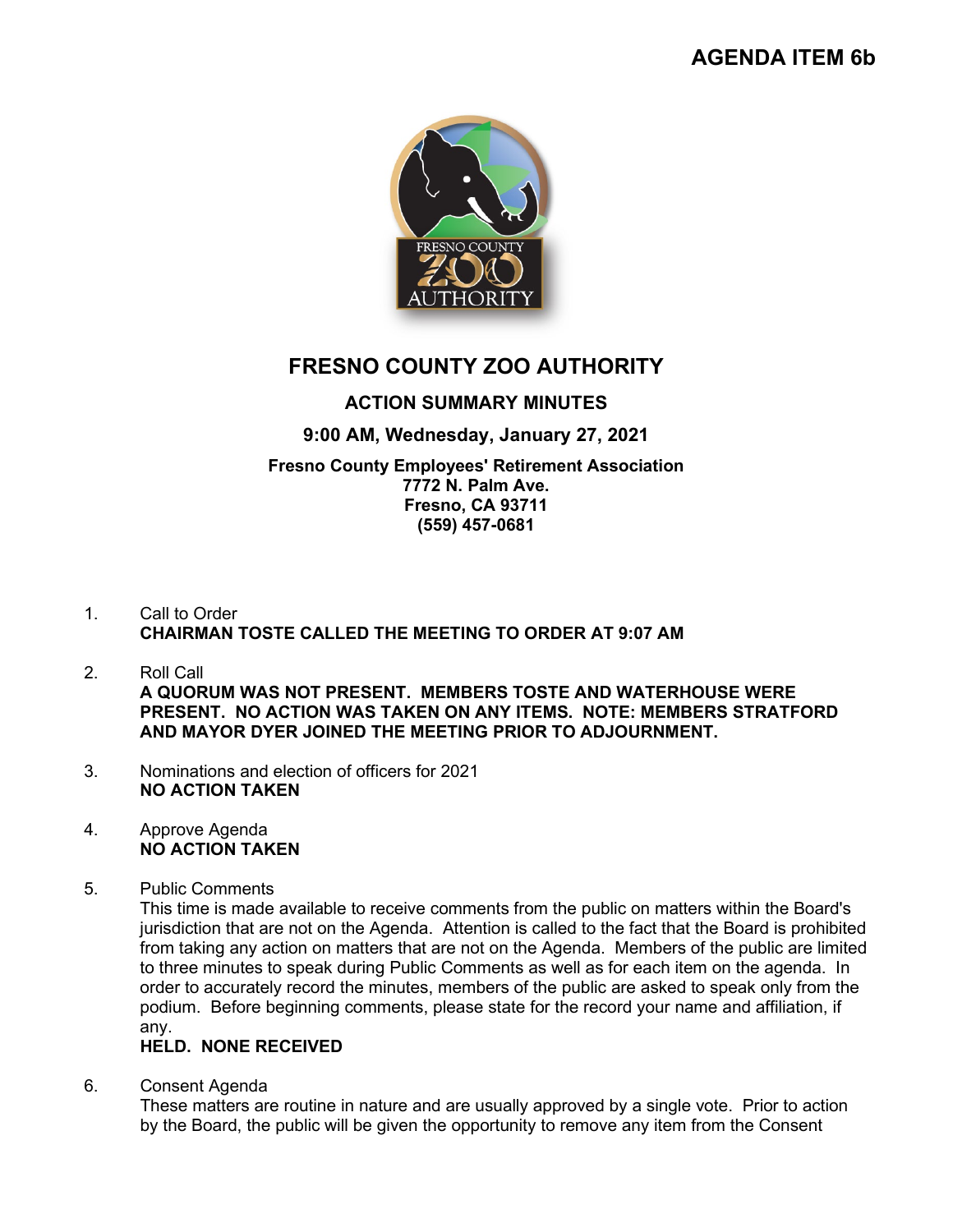**AGENDA ITEM 6b**

# FRESNO COUNTY ZOO AUTHORITY

## ACTION SUMMARY MINUTES

**9:00 AM, Wednesday, January 27, 2021**

**Fresno County Employees' Retirement Association**
**7772 N. Palm Ave.**
**Fresno, CA 93711**
**(559) 457-0681**

1. Call to Order
   **CHAIRMAN TOSTE CALLED THE MEETING TO ORDER AT 9:07 AM**

2. Roll Call
   **A QUORUM WAS NOT PRESENT. MEMBERS TOSTE AND WATERHOUSE WERE PRESENT. NO ACTION WAS TAKEN ON ANY ITEMS. NOTE: MEMBERS STRATFORD AND MAYOR DYER JOINED THE MEETING PRIOR TO ADJOURNMENT.**

3. Nominations and election of officers for 2021
   **NO ACTION TAKEN**

4. Approve Agenda
   **NO ACTION TAKEN**

5. Public Comments
   This time is made available to receive comments from the public on matters within the Board's jurisdiction that are not on the Agenda. Attention is called to the fact that the Board is prohibited from taking any action on matters that are not on the Agenda. Members of the public are limited to three minutes to speak during Public Comments as well as for each item on the agenda. In order to accurately record the minutes, members of the public are asked to speak only from the podium. Before beginning comments, please state for the record your name and affiliation, if any.
   **HELD. NONE RECEIVED**

6. Consent Agenda
   These matters are routine in nature and are usually approved by a single vote. Prior to action by the Board, the public will be given the opportunity to remove any item from the Consent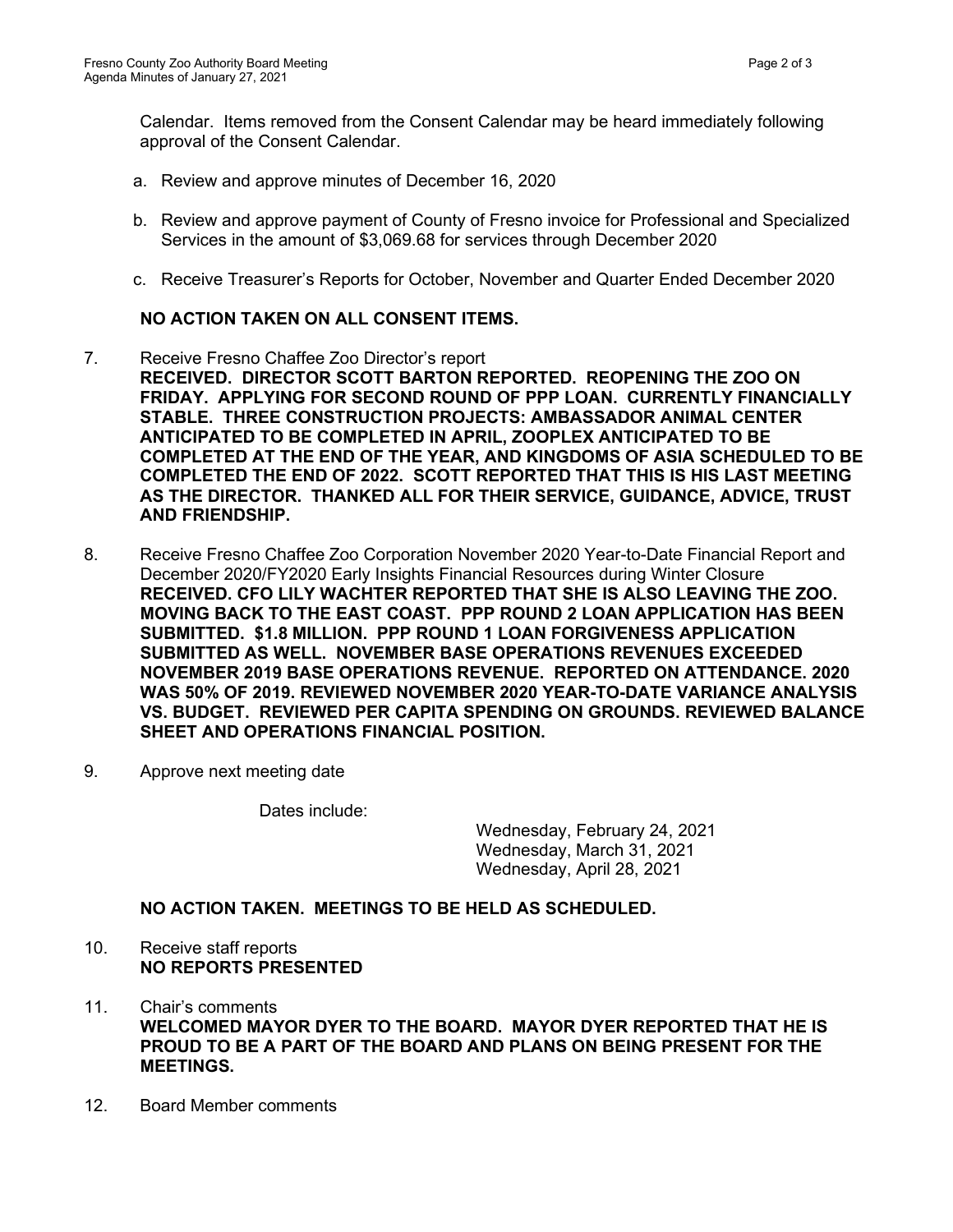Calendar. Items removed from the Consent Calendar may be heard immediately following approval of the Consent Calendar.

a. Review and approve minutes of December 16, 2020

b. Review and approve payment of County of Fresno invoice for Professional and Specialized Services in the amount of $3,069.68 for services through December 2020

c. Receive Treasurer's Reports for October, November and Quarter Ended December 2020

**NO ACTION TAKEN ON ALL CONSENT ITEMS.**

7. Receive Fresno Chaffee Zoo Director's report
**RECEIVED. DIRECTOR SCOTT BARTON REPORTED. REOPENING THE ZOO ON FRIDAY. APPLYING FOR SECOND ROUND OF PPP LOAN. CURRENTLY FINANCIALLY STABLE. THREE CONSTRUCTION PROJECTS: AMBASSADOR ANIMAL CENTER ANTICIPATED TO BE COMPLETED IN APRIL, ZOOPLEX ANTICIPATED TO BE COMPLETED AT THE END OF THE YEAR, AND KINGDOMS OF ASIA SCHEDULED TO BE COMPLETED THE END OF 2022. SCOTT REPORTED THAT THIS IS HIS LAST MEETING AS THE DIRECTOR. THANKED ALL FOR THEIR SERVICE, GUIDANCE, ADVICE, TRUST AND FRIENDSHIP.**

8. Receive Fresno Chaffee Zoo Corporation November 2020 Year-to-Date Financial Report and December 2020/FY2020 Early Insights Financial Resources during Winter Closure
**RECEIVED. CFO LILY WACHTER REPORTED THAT SHE IS ALSO LEAVING THE ZOO. MOVING BACK TO THE EAST COAST. PPP ROUND 2 LOAN APPLICATION HAS BEEN SUBMITTED. $1.8 MILLION. PPP ROUND 1 LOAN FORGIVENESS APPLICATION SUBMITTED AS WELL. NOVEMBER BASE OPERATIONS REVENUES EXCEEDED NOVEMBER 2019 BASE OPERATIONS REVENUE. REPORTED ON ATTENDANCE. 2020 WAS 50% OF 2019. REVIEWED NOVEMBER 2020 YEAR-TO-DATE VARIANCE ANALYSIS VS. BUDGET. REVIEWED PER CAPITA SPENDING ON GROUNDS. REVIEWED BALANCE SHEET AND OPERATIONS FINANCIAL POSITION.**

9. Approve next meeting date

Dates include:

Wednesday, February 24, 2021
Wednesday, March 31, 2021
Wednesday, April 28, 2021

**NO ACTION TAKEN. MEETINGS TO BE HELD AS SCHEDULED.**

10. Receive staff reports
**NO REPORTS PRESENTED**

11. Chair's comments
**WELCOMED MAYOR DYER TO THE BOARD. MAYOR DYER REPORTED THAT HE IS PROUD TO BE A PART OF THE BOARD AND PLANS ON BEING PRESENT FOR THE MEETINGS.**

12. Board Member comments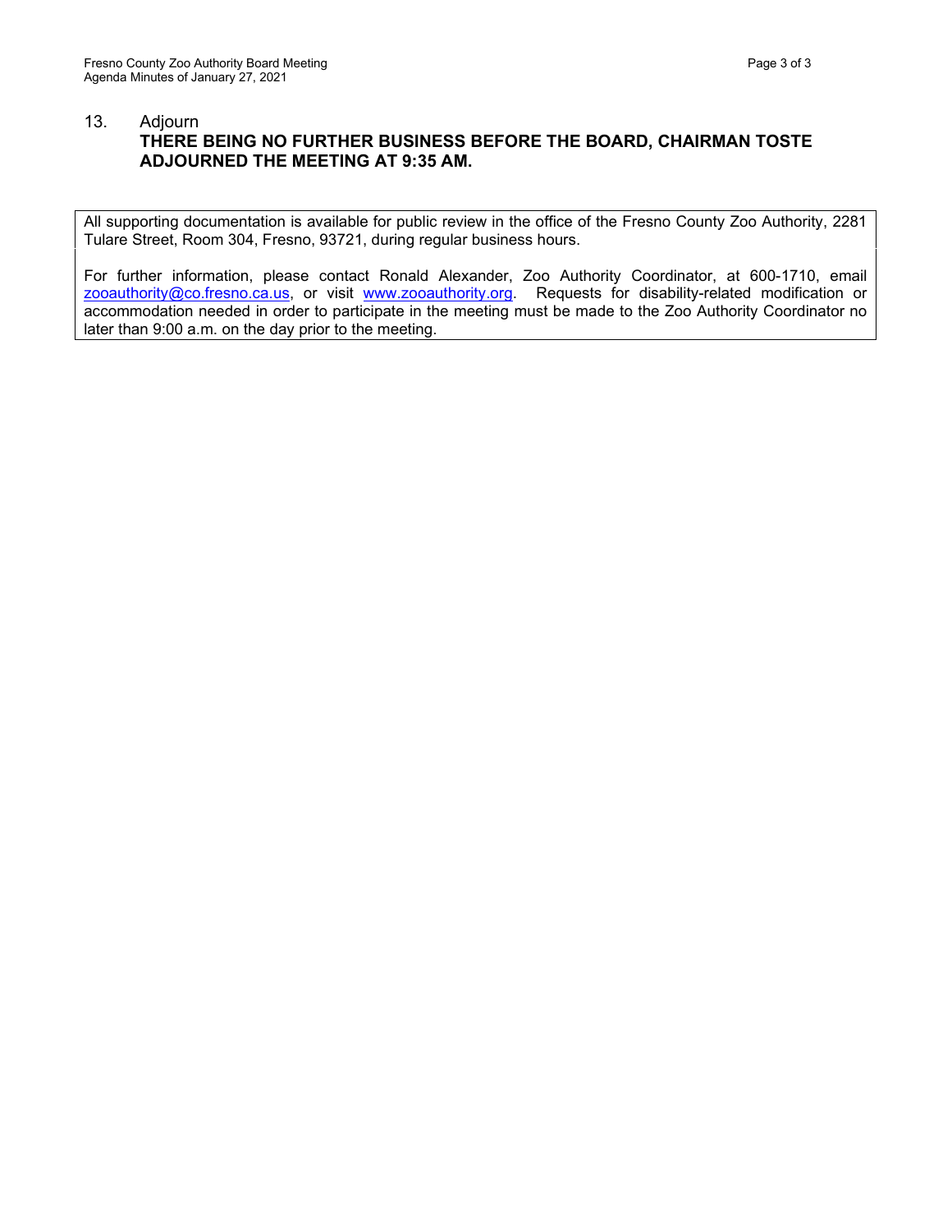13. Adjourn

**THERE BEING NO FURTHER BUSINESS BEFORE THE BOARD, CHAIRMAN TOSTE ADJOURNED THE MEETING AT 9:35 AM.**

All supporting documentation is available for public review in the office of the Fresno County Zoo Authority, 2281 Tulare Street, Room 304, Fresno, 93721, during regular business hours.

For further information, please contact Ronald Alexander, Zoo Authority Coordinator, at 600-1710, email zooauthority@co.fresno.ca.us, or visit www.zooauthority.org. Requests for disability-related modification or accommodation needed in order to participate in the meeting must be made to the Zoo Authority Coordinator no later than 9:00 a.m. on the day prior to the meeting.